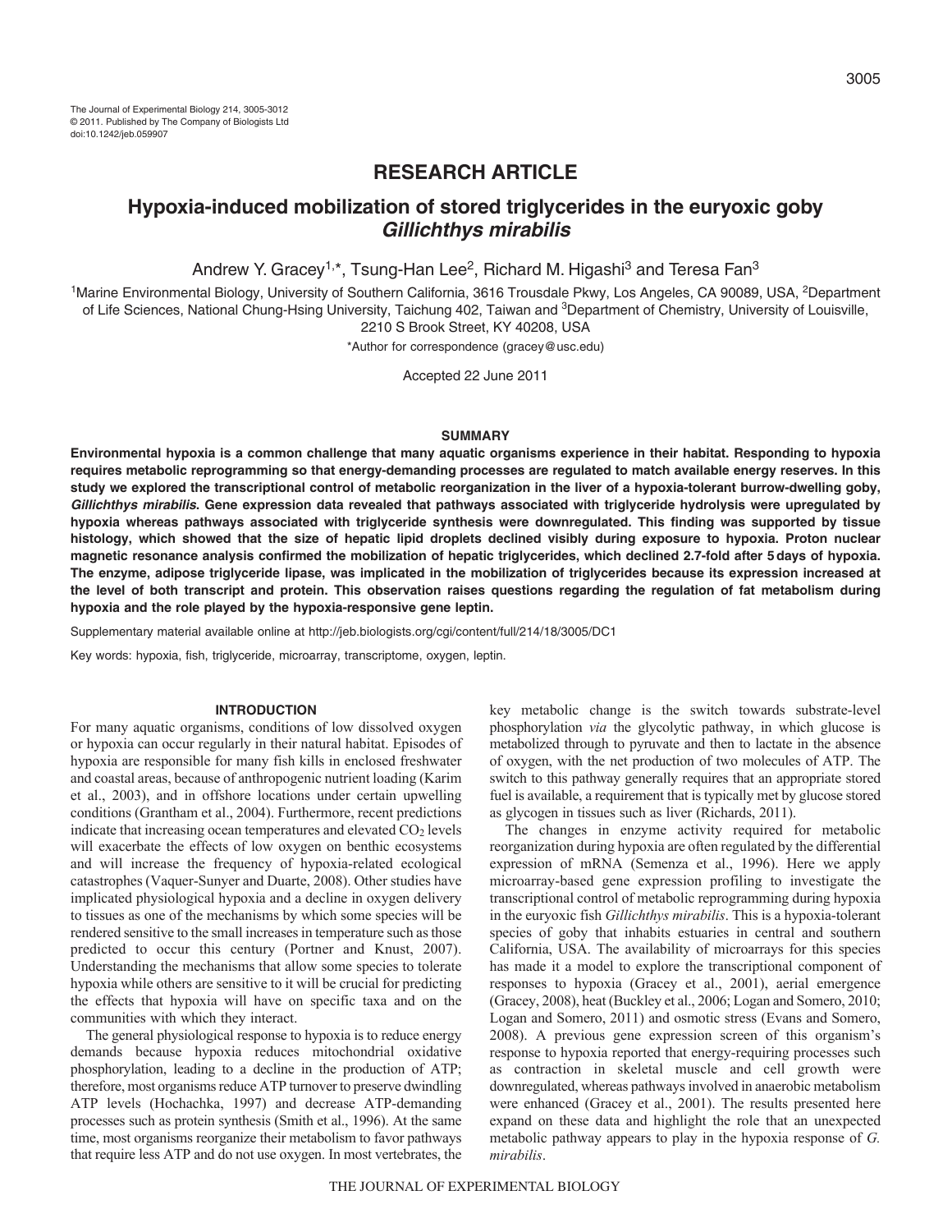# RESEARCH ARTICLE

# Hypoxia-induced mobilization of stored triglycerides in the euryoxic goby *Gillichthys mirabilis*

Andrew Y. Gracey[1,*], Tsung-Han Lee[2], Richard M. Higashi[3] and Teresa Fan[3]

[1]Marine Environmental Biology, University of Southern California, 3616 Trousdale Pkwy, Los Angeles, CA 90089, USA, [2]Department of Life Sciences, National Chung-Hsing University, Taichung 402, Taiwan and [3]Department of Chemistry, University of Louisville, 2210 S Brook Street, KY 40208, USA

*Author for correspondence (gracey@usc.edu)

Accepted 22 June 2011

## SUMMARY

**Environmental hypoxia is a common challenge that many aquatic organisms experience in their habitat. Responding to hypoxia requires metabolic reprogramming so that energy-demanding processes are regulated to match available energy reserves. In this study we explored the transcriptional control of metabolic reorganization in the liver of a hypoxia-tolerant burrow-dwelling goby, *Gillichthys mirabilis*. Gene expression data revealed that pathways associated with triglyceride hydrolysis were upregulated by hypoxia whereas pathways associated with triglyceride synthesis were downregulated. This finding was supported by tissue histology, which showed that the size of hepatic lipid droplets declined visibly during exposure to hypoxia. Proton nuclear magnetic resonance analysis confirmed the mobilization of hepatic triglycerides, which declined 2.7-fold after 5 days of hypoxia. The enzyme, adipose triglyceride lipase, was implicated in the mobilization of triglycerides because its expression increased at the level of both transcript and protein. This observation raises questions regarding the regulation of fat metabolism during hypoxia and the role played by the hypoxia-responsive gene leptin.**

Supplementary material available online at http://jeb.biologists.org/cgi/content/full/214/18/3005/DC1

Key words: hypoxia, fish, triglyceride, microarray, transcriptome, oxygen, leptin.

## INTRODUCTION

For many aquatic organisms, conditions of low dissolved oxygen or hypoxia can occur regularly in their natural habitat. Episodes of hypoxia are responsible for many fish kills in enclosed freshwater and coastal areas, because of anthropogenic nutrient loading (Karim et al., 2003), and in offshore locations under certain upwelling conditions (Grantham et al., 2004). Furthermore, recent predictions indicate that increasing ocean temperatures and elevated $CO_2$ levels will exacerbate the effects of low oxygen on benthic ecosystems and will increase the frequency of hypoxia-related ecological catastrophes (Vaquer-Sunyer and Duarte, 2008). Other studies have implicated physiological hypoxia and a decline in oxygen delivery to tissues as one of the mechanisms by which some species will be rendered sensitive to the small increases in temperature such as those predicted to occur this century (Portner and Knust, 2007). Understanding the mechanisms that allow some species to tolerate hypoxia while others are sensitive to it will be crucial for predicting the effects that hypoxia will have on specific taxa and on the communities with which they interact.

The general physiological response to hypoxia is to reduce energy demands because hypoxia reduces mitochondrial oxidative phosphorylation, leading to a decline in the production of ATP; therefore, most organisms reduce ATP turnover to preserve dwindling ATP levels (Hochachka, 1997) and decrease ATP-demanding processes such as protein synthesis (Smith et al., 1996). At the same time, most organisms reorganize their metabolism to favor pathways that require less ATP and do not use oxygen. In most vertebrates, the key metabolic change is the switch towards substrate-level phosphorylation *via* the glycolytic pathway, in which glucose is metabolized through to pyruvate and then to lactate in the absence of oxygen, with the net production of two molecules of ATP. The switch to this pathway generally requires that an appropriate stored fuel is available, a requirement that is typically met by glucose stored as glycogen in tissues such as liver (Richards, 2011).

The changes in enzyme activity required for metabolic reorganization during hypoxia are often regulated by the differential expression of mRNA (Semenza et al., 1996). Here we apply microarray-based gene expression profiling to investigate the transcriptional control of metabolic reprogramming during hypoxia in the euryoxic fish *Gillichthys mirabilis*. This is a hypoxia-tolerant species of goby that inhabits estuaries in central and southern California, USA. The availability of microarrays for this species has made it a model to explore the transcriptional component of responses to hypoxia (Gracey et al., 2001), aerial emergence (Gracey, 2008), heat (Buckley et al., 2006; Logan and Somero, 2010; Logan and Somero, 2011) and osmotic stress (Evans and Somero, 2008). A previous gene expression screen of this organism's response to hypoxia reported that energy-requiring processes such as contraction in skeletal muscle and cell growth were downregulated, whereas pathways involved in anaerobic metabolism were enhanced (Gracey et al., 2001). The results presented here expand on these data and highlight the role that an unexpected metabolic pathway appears to play in the hypoxia response of *G. mirabilis*.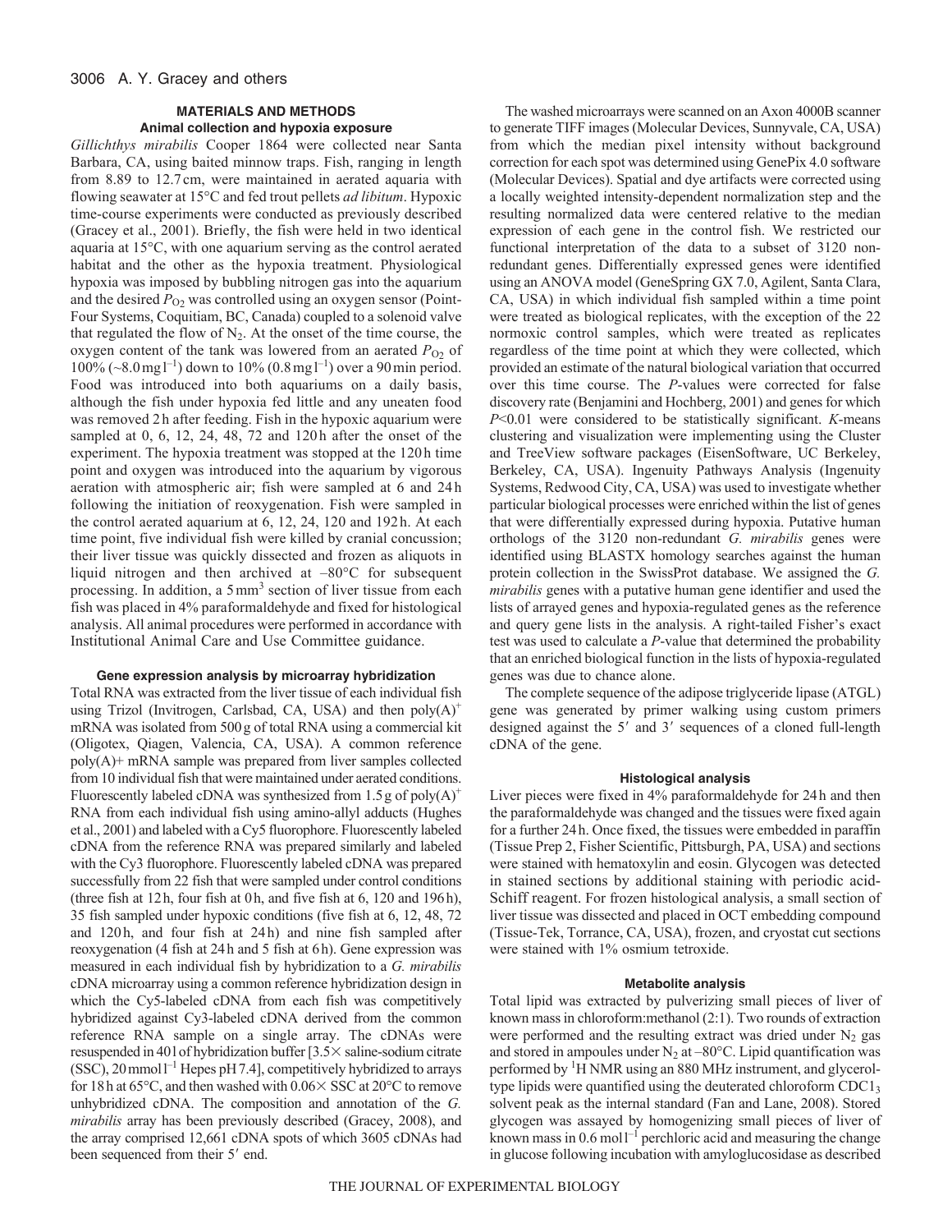## MATERIALS AND METHODS

### Animal collection and hypoxia exposure

*Gillichthys mirabilis* Cooper 1864 were collected near Santa Barbara, CA, using baited minnow traps. Fish, ranging in length from 8.89 to 12.7 cm, were maintained in aerated aquaria with flowing seawater at 15°C and fed trout pellets *ad libitum*. Hypoxic time-course experiments were conducted as previously described (Gracey et al., 2001). Briefly, the fish were held in two identical aquaria at 15°C, with one aquarium serving as the control aerated habitat and the other as the hypoxia treatment. Physiological hypoxia was imposed by bubbling nitrogen gas into the aquarium and the desired $P_{O_2}$ was controlled using an oxygen sensor (Point-Four Systems, Coquitiam, BC, Canada) coupled to a solenoid valve that regulated the flow of $N_2$. At the onset of the time course, the oxygen content of the tank was lowered from an aerated $P_{O_2}$ of 100% (~8.0 mg l$^{-1}$) down to 10% (0.8 mg l$^{-1}$) over a 90 min period. Food was introduced into both aquariums on a daily basis, although the fish under hypoxia fed little and any uneaten food was removed 2 h after feeding. Fish in the hypoxic aquarium were sampled at 0, 6, 12, 24, 48, 72 and 120 h after the onset of the experiment. The hypoxia treatment was stopped at the 120 h time point and oxygen was introduced into the aquarium by vigorous aeration with atmospheric air; fish were sampled at 6 and 24 h following the initiation of reoxygenation. Fish were sampled in the control aerated aquarium at 6, 12, 24, 120 and 192 h. At each time point, five individual fish were killed by cranial concussion; their liver tissue was quickly dissected and frozen as aliquots in liquid nitrogen and then archived at –80°C for subsequent processing. In addition, a 5 mm$^3$ section of liver tissue from each fish was placed in 4% paraformaldehyde and fixed for histological analysis. All animal procedures were performed in accordance with Institutional Animal Care and Use Committee guidance.

### Gene expression analysis by microarray hybridization

Total RNA was extracted from the liver tissue of each individual fish using Trizol (Invitrogen, Carlsbad, CA, USA) and then poly(A)$^+$ mRNA was isolated from 500 g of total RNA using a commercial kit (Oligotex, Qiagen, Valencia, CA, USA). A common reference poly(A)+ mRNA sample was prepared from liver samples collected from 10 individual fish that were maintained under aerated conditions. Fluorescently labeled cDNA was synthesized from 1.5 g of poly(A)$^+$ RNA from each individual fish using amino-allyl adducts (Hughes et al., 2001) and labeled with a Cy5 fluorophore. Fluorescently labeled cDNA from the reference RNA was prepared similarly and labeled with the Cy3 fluorophore. Fluorescently labeled cDNA was prepared successfully from 22 fish that were sampled under control conditions (three fish at 12 h, four fish at 0 h, and five fish at 6, 120 and 196 h), 35 fish sampled under hypoxic conditions (five fish at 6, 12, 48, 72 and 120 h, and four fish at 24 h) and nine fish sampled after reoxygenation (4 fish at 24 h and 5 fish at 6 h). Gene expression was measured in each individual fish by hybridization to a *G. mirabilis* cDNA microarray using a common reference hybridization design in which the Cy5-labeled cDNA from each fish was competitively hybridized against Cy3-labeled cDNA derived from the common reference RNA sample on a single array. The cDNAs were resuspended in 40 l of hybridization buffer [3.5× saline-sodium citrate (SSC), 20 mmol l$^{-1}$ Hepes pH 7.4], competitively hybridized to arrays for 18 h at 65°C, and then washed with 0.06× SSC at 20°C to remove unhybridized cDNA. The composition and annotation of the *G. mirabilis* array has been previously described (Gracey, 2008), and the array comprised 12,661 cDNA spots of which 3605 cDNAs had been sequenced from their 5′ end.

The washed microarrays were scanned on an Axon 4000B scanner to generate TIFF images (Molecular Devices, Sunnyvale, CA, USA) from which the median pixel intensity without background correction for each spot was determined using GenePix 4.0 software (Molecular Devices). Spatial and dye artifacts were corrected using a locally weighted intensity-dependent normalization step and the resulting normalized data were centered relative to the median expression of each gene in the control fish. We restricted our functional interpretation of the data to a subset of 3120 non-redundant genes. Differentially expressed genes were identified using an ANOVA model (GeneSpring GX 7.0, Agilent, Santa Clara, CA, USA) in which individual fish sampled within a time point were treated as biological replicates, with the exception of the 22 normoxic control samples, which were treated as replicates regardless of the time point at which they were collected, which provided an estimate of the natural biological variation that occurred over this time course. The *P*-values were corrected for false discovery rate (Benjamini and Hochberg, 2001) and genes for which $P<0.01$ were considered to be statistically significant. *K*-means clustering and visualization were implementing using the Cluster and TreeView software packages (EisenSoftware, UC Berkeley, Berkeley, CA, USA). Ingenuity Pathways Analysis (Ingenuity Systems, Redwood City, CA, USA) was used to investigate whether particular biological processes were enriched within the list of genes that were differentially expressed during hypoxia. Putative human orthologs using the 3120 non-redundant *G. mirabilis* genes were identified using BLASTX homology searches against the human protein collection in the SwissProt database. We assigned the *G. mirabilis* genes with a putative human gene identifier and used the lists of arrayed genes and hypoxia-regulated genes as the reference and query gene lists in the analysis. A right-tailed Fisher's exact test was used to calculate a *P*-value that determined the probability that an enriched biological function in the lists of hypoxia-regulated genes was due to chance alone.

The complete sequence of the adipose triglyceride lipase (ATGL) gene was generated by primer walking using custom primers designed against the 5′ and 3′ sequences of a cloned full-length cDNA of the gene.

### Histological analysis

Liver pieces were fixed in 4% paraformaldehyde for 24 h and then the paraformaldehyde was changed and the tissues were fixed again for a further 24 h. Once fixed, the tissues were embedded in paraffin (Tissue Prep 2, Fisher Scientific, Pittsburgh, PA, USA) and sections were stained with hematoxylin and eosin. Glycogen was detected in stained sections by additional staining with periodic acid-Schiff reagent. For frozen histological analysis, a small section of liver tissue was dissected and placed in OCT embedding compound (Tissue-Tek, Torrance, CA, USA), frozen, and cryostat cut sections were stained with 1% osmium tetroxide.

### Metabolite analysis

Total lipid was extracted by pulverizing small pieces of liver of known mass in chloroform:methanol (2:1). Two rounds of extraction were performed and the resulting extract was dried under $N_2$ gas and stored in ampoules under $N_2$ at –80°C. Lipid quantification was performed by $^1$H NMR using an 880 MHz instrument, and glycerol-type lipids were quantified using the deuterated chloroform $CDCl_3$ solvent peak as the internal standard (Fan and Lane, 2008). Stored glycogen was assayed by homogenizing small pieces of liver of known mass in 0.6 mol l$^{-1}$ perchloric acid and measuring the change in glucose following incubation with amyloglucosidase as described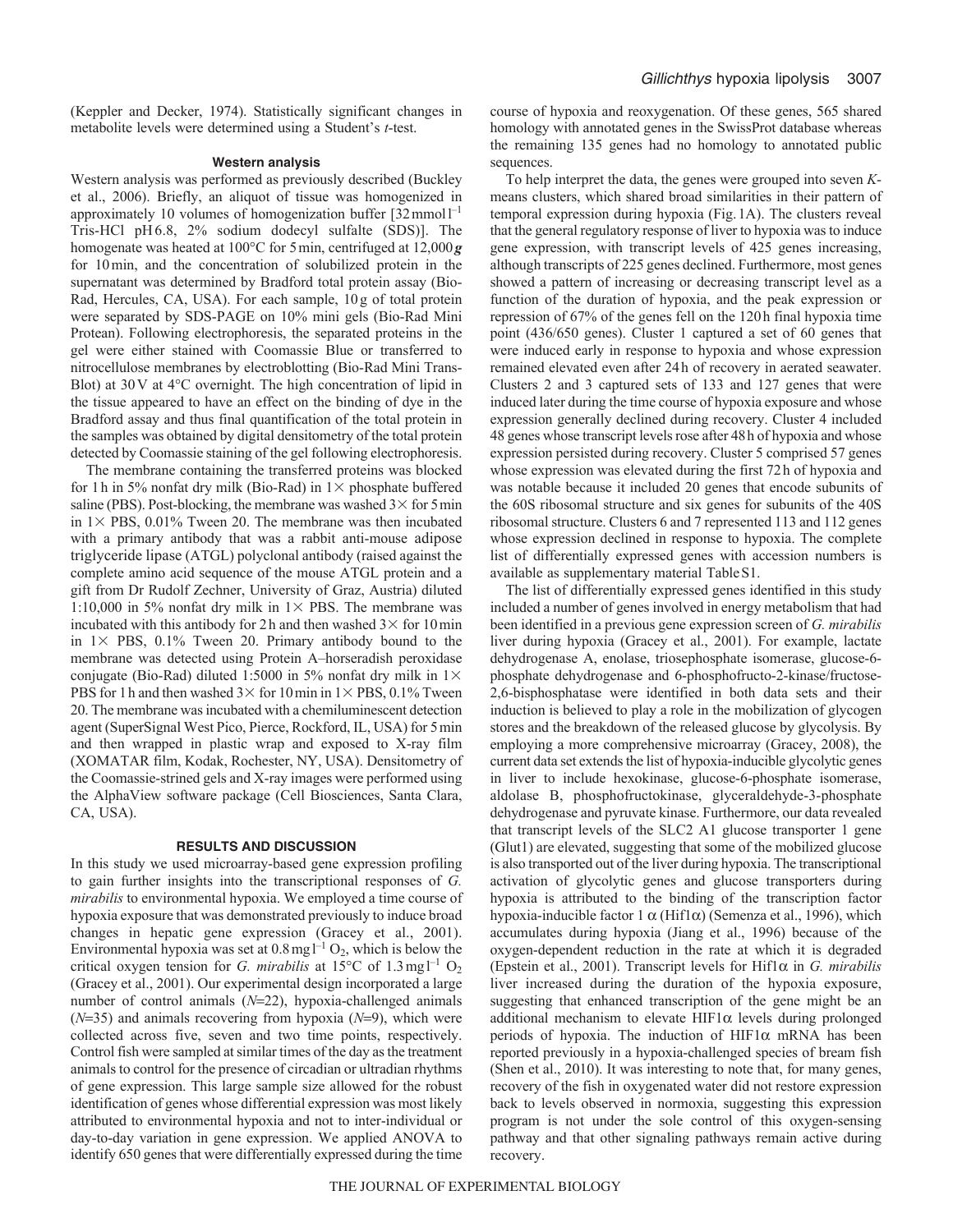(Keppler and Decker, 1974). Statistically significant changes in metabolite levels were determined using a Student's *t*-test.

### Western analysis

Western analysis was performed as previously described (Buckley et al., 2006). Briefly, an aliquot of tissue was homogenized in approximately 10 volumes of homogenization buffer [32 mmol $l^{-1}$ Tris-HCl pH 6.8, 2% sodium dodecyl sulfalte (SDS)]. The homogenate was heated at 100°C for 5 min, centrifuged at 12,000 ***g*** for 10 min, and the concentration of solubilized protein in the supernatant was determined by Bradford total protein assay (Bio-Rad, Hercules, CA, USA). For each sample, 10 g of total protein were separated by SDS-PAGE on 10% mini gels (Bio-Rad Mini Protean). Following electrophoresis, the separated proteins in the gel were either stained with Coomassie Blue or transferred to nitrocellulose membranes by electroblotting (Bio-Rad Mini Trans-Blot) at 30 V at 4°C overnight. The high concentration of lipid in the tissue appeared to have an effect on the binding of dye in the Bradford assay and thus final quantification of the total protein in the samples was obtained by digital densitometry of the total protein detected by Coomassie staining of the gel following electrophoresis.

The membrane containing the transferred proteins was blocked for 1 h in 5% nonfat dry milk (Bio-Rad) in 1× phosphate buffered saline (PBS). Post-blocking, the membrane was washed 3× for 5 min in 1× PBS, 0.01% Tween 20. The membrane was then incubated with a primary antibody that was a rabbit anti-mouse adipose triglyceride lipase (ATGL) polyclonal antibody (raised against the complete amino acid sequence of the mouse ATGL protein and a gift from Dr Rudolf Zechner, University of Graz, Austria) diluted 1:10,000 in 5% nonfat dry milk in 1× PBS. The membrane was incubated with this antibody for 2 h and then washed 3× for 10 min in 1× PBS, 0.1% Tween 20. Primary antibody bound to the membrane was detected using Protein A–horseradish peroxidase conjugate (Bio-Rad) diluted 1:5000 in 5% nonfat dry milk in 1× PBS for 1 h and then washed 3× for 10 min in 1× PBS, 0.1% Tween 20. The membrane was incubated with a chemiluminescent detection agent (SuperSignal West Pico, Pierce, Rockford, IL, USA) for 5 min and then wrapped in plastic wrap and exposed to X-ray film (XOMATAR film, Kodak, Rochester, NY, USA). Densitometry of the Coomassie-strined gels and X-ray images were performed using the AlphaView software package (Cell Biosciences, Santa Clara, CA, USA).

## RESULTS AND DISCUSSION

In this study we used microarray-based gene expression profiling to gain further insights into the transcriptional responses of *G. mirabilis* to environmental hypoxia. We employed a time course of hypoxia exposure that was demonstrated previously to induce broad changes in hepatic gene expression (Gracey et al., 2001). Environmental hypoxia was set at 0.8 mg $l^{-1}$ $O_2$, which is below the critical oxygen tension for *G. mirabilis* at 15°C of 1.3 mg $l^{-1}$ $O_2$ (Gracey et al., 2001). Our experimental design incorporated a large number of control animals ($N$=22), hypoxia-challenged animals ($N$=35) and animals recovering from hypoxia ($N$=9), which were collected across five, seven and two time points, respectively. Control fish were sampled at similar times of the day as the treatment animals to control for the presence of circadian or ultradian rhythms of gene expression. This large sample size allowed for the robust identification of genes whose differential expression was most likely attributed to environmental hypoxia and not to inter-individual or day-to-day variation in gene expression. We applied ANOVA to identify 650 genes that were differentially expressed during the time course of hypoxia and reoxygenation. Of these genes, 565 shared homology with annotated genes in the SwissProt database whereas the remaining 135 genes had no homology to annotated public sequences.

To help interpret the data, the genes were grouped into seven *K*-means clusters, which shared broad similarities in their pattern of temporal expression during hypoxia (Fig. 1A). The clusters reveal that the general regulatory response of liver to hypoxia was to induce gene expression, with transcript levels of 425 genes increasing, although transcripts of 225 genes declined. Furthermore, most genes showed a pattern of increasing or decreasing transcript level as a function of the duration of hypoxia, and the peak expression or repression of 67% of the genes fell on the 120 h final hypoxia time point (436/650 genes). Cluster 1 captured a set of 60 genes that were induced early in response to hypoxia and whose expression remained elevated even after 24 h of recovery in aerated seawater. Clusters 2 and 3 captured sets of 133 and 127 genes that were induced later during the time course of hypoxia exposure and whose expression generally declined during recovery. Cluster 4 included 48 genes whose transcript levels rose after 48 h of hypoxia and whose expression persisted during recovery. Cluster 5 comprised 57 genes whose expression was elevated during the first 72 h of hypoxia and was notable because it included 20 genes that encode subunits of the 60S ribosomal structure and six genes for subunits of the 40S ribosomal structure. Clusters 6 and 7 represented 113 and 112 genes whose expression declined in response to hypoxia. The complete list of differentially expressed genes with accession numbers is available as supplementary material Table S1.

The list of differentially expressed genes identified in this study included a number of genes involved in energy metabolism that had been identified in a previous gene expression screen of *G. mirabilis* liver during hypoxia (Gracey et al., 2001). For example, lactate dehydrogenase A, enolase, triosephosphate isomerase, glucose-6-phosphate dehydrogenase and 6-phosphofructo-2-kinase/fructose-2,6-bisphosphatase were identified in both data sets and their induction is believed to play a role in the mobilization of glycogen stores and the breakdown of the released glucose by glycolysis. By employing a more comprehensive microarray (Gracey, 2008), the current data set extends the list of hypoxia-inducible glycolytic genes in liver to include hexokinase, glucose-6-phosphate isomerase, aldolase B, phosphofructokinase, glyceraldehyde-3-phosphate dehydrogenase and pyruvate kinase. Furthermore, our data revealed that transcript levels of the SLC2 A1 glucose transporter 1 gene (Glut1) are elevated, suggesting that some of the mobilized glucose is also transported out of the liver during hypoxia. The transcriptional activation of glycolytic genes and glucose transporters during hypoxia is attributed to the binding of the transcription factor hypoxia-inducible factor 1 α (Hif1α) (Semenza et al., 1996), which accumulates during hypoxia (Jiang et al., 1996) because of the oxygen-dependent reduction in the rate at which it is degraded (Epstein et al., 2001). Transcript levels for Hif1α in *G. mirabilis* liver increased during the duration of the hypoxia exposure, suggesting that enhanced transcription of the gene might be an additional mechanism to elevate HIF1α levels during prolonged periods of hypoxia. The induction of HIF1α mRNA has been reported previously in a hypoxia-challenged species of bream fish (Shen et al., 2010). It was interesting to note that, for many genes, recovery of the fish in oxygenated water did not restore expression back to levels observed in normoxia, suggesting this expression program is not under the sole control of this oxygen-sensing pathway and that other signaling pathways remain active during recovery.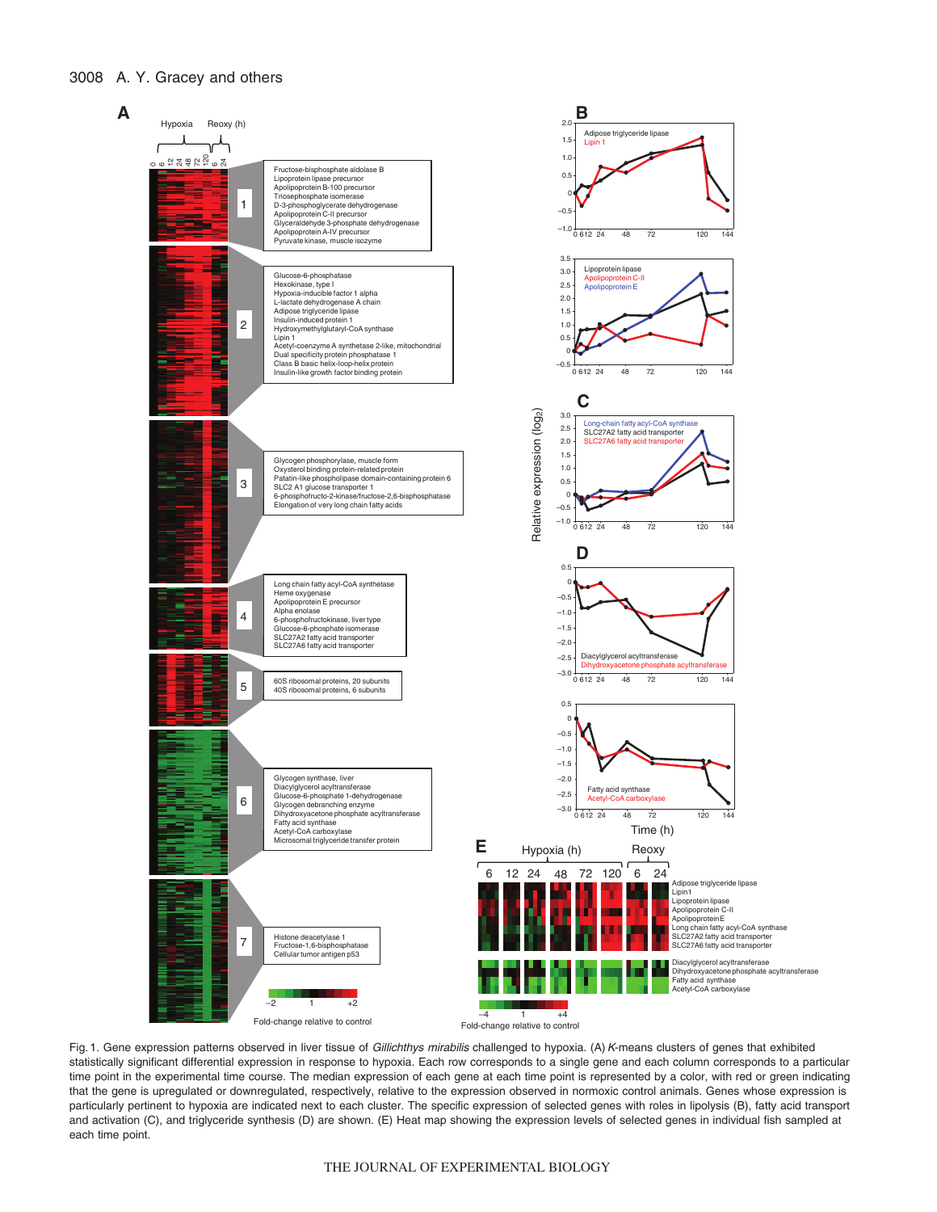A

Hypoxia Reoxy (h)

0 6 12 24 48 72 120 6 24

1

Fructose-bisphosphate aldolase B
Lipoprotein lipase precursor
Apolipoprotein B-100 precursor
Triosephosphate isomerase
D-3-phosphoglycerate dehydrogenase
Apolipoprotein C-II precursor
Glyceraldehyde 3-phosphate dehydrogenase
Apolipoprotein A-IV precursor
Pyruvate kinase, muscle isozyme

2

Glucose-6-phosphatase
Hexokinase, type I
Hypoxia-inducible factor 1 alpha
L-lactate dehydrogenase A chain
Adipose triglyceride lipase
Insulin-induced protein 1
Hydroxymethylglutaryl-CoA synthase
Lipin 1
Acetyl-coenzyme A synthetase 2-like, mitochondrial
Dual specificity protein phosphatase 1
Class B basic helix-loop-helix protein
Insulin-like growth factor binding protein

3

Glycogen phosphorylase, muscle form
Oxysterol binding protein-related protein
Patatin-like phospholipase domain-containing protein 6
SLC2 A1 glucose transporter 1
6-phosphofructo-2-kinase/fructose-2,6-bisphosphatase
Elongation of very long chain fatty acids

4

Long chain fatty acyl-CoA synthetase
Heme oxygenase
Apolipoprotein E precursor
Alpha enolase
6-phosphofructokinase, liver type
Glucose-6-phosphate isomerase
SLC27A2 fatty acid transporter
SLC27A6 fatty acid transporter

5

60S ribosomal proteins, 20 subunits
40S ribosomal proteins, 6 subunits

6

Glycogen synthase, liver
Diacylglycerol acyltransferase
Glucose-6-phosphate 1-dehydrogenase
Glycogen debranching enzyme
Dihydroxyacetone phosphate acyltransferase
Fatty acid synthase
Acetyl-CoA carboxylase
Microsomal triglyceride transfer protein

7

Histone deacetylase 1
Fructose-1,6-bisphosphatase
Cellular tumor antigen p53

–2 1 +2
Fold-change relative to control

B

Adipose triglyceride lipase
Lipin 1

Lipoprotein lipase
Apolipoprotein C-II
Apolipoprotein E

C

Long-chain fatty acyl-CoA synthase
SLC27A2 fatty acid transporter
SLC27A6 fatty acid transporter

D

Diacylglycerol acyltransferase
Dihydroxyacetone phosphate acyltransferase

Fatty acid synthase
Acetyl-CoA carboxylase

Relative expression ($\log_2$)

Time (h)

E

Hypoxia (h) Reoxy

6 12 24 48 72 120 6 24

Adipose triglyceride lipase
Lipin1
Lipoprotein lipase
Apolipoprotein C-II
Apolipoprotein E
Long chain fatty acyl-CoA synthase
SLC27A2 fatty acid transporter
SLC27A6 fatty acid transporter

Diacylglycerol acyltransferase
Dihydroxyacetone phosphate acyltransferase
Fatty acid synthase
Acetyl-CoA carboxylase

–4 1 +4
Fold-change relative to control

Fig. 1. Gene expression patterns observed in liver tissue of *Gillichthys mirabilis* challenged to hypoxia. (A) *K*-means clusters of genes that exhibited statistically significant differential expression in response to hypoxia. Each row corresponds to a single gene and each column corresponds to a particular time point in the experimental time course. The median expression of each gene at each time point is represented by a color, with red or green indicating that the gene is upregulated or downregulated, respectively, relative to the expression observed in normoxic control animals. Genes whose expression is particularly pertinent to hypoxia are indicated next to each cluster. The specific expression of selected genes with roles in lipolysis (B), fatty acid transport and activation (C), and triglyceride synthesis (D) are shown. (E) Heat map showing the expression levels of selected genes in individual fish sampled at each time point.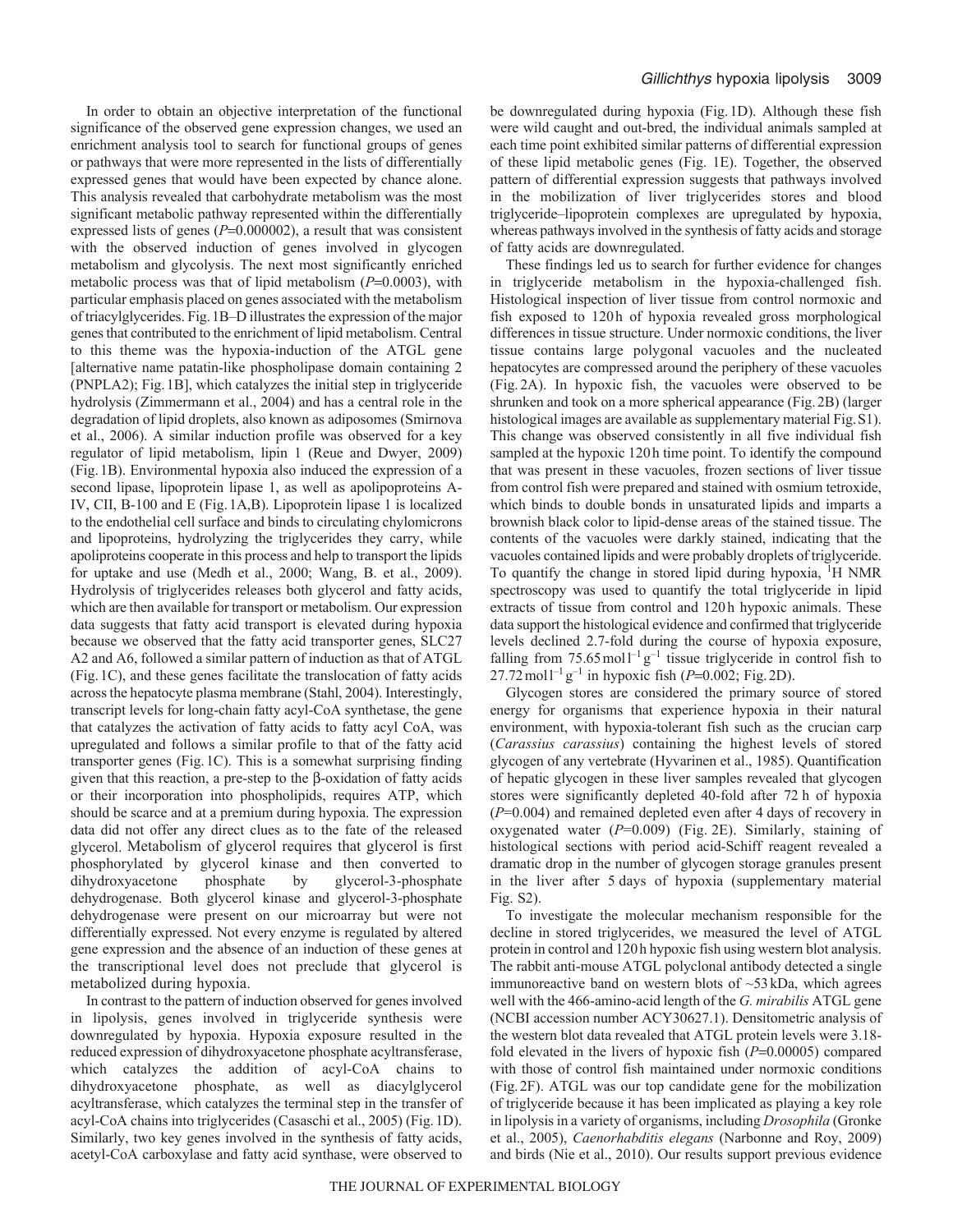In order to obtain an objective interpretation of the functional significance of the observed gene expression changes, we used an enrichment analysis tool to search for functional groups of genes or pathways that were more represented in the lists of differentially expressed genes that would have been expected by chance alone. This analysis revealed that carbohydrate metabolism was the most significant metabolic pathway represented within the differentially expressed lists of genes ($P$=0.000002), a result that was consistent with the observed induction of genes involved in glycogen metabolism and glycolysis. The next most significantly enriched metabolic process was that of lipid metabolism ($P$=0.0003), with particular emphasis placed on genes associated with the metabolism of triacylglycerides. Fig. 1B–D illustrates the expression of the major genes that contributed to the enrichment of lipid metabolism. Central to this theme was the hypoxia-induction of the ATGL gene [alternative name patatin-like phospholipase domain containing 2 (PNPLA2); Fig. 1B], which catalyzes the initial step in triglyceride hydrolysis (Zimmermann et al., 2004) and has a central role in the degradation of lipid droplets, also known as adiposomes (Smirnova et al., 2006). A similar induction profile was observed for a key regulator of lipid metabolism, lipin 1 (Reue and Dwyer, 2009) (Fig. 1B). Environmental hypoxia also induced the expression of a second lipase, lipoprotein lipase 1, as well as apolipoproteins A-IV, CII, B-100 and E (Fig. 1A,B). Lipoprotein lipase 1 is localized to the endothelial cell surface and binds to circulating chylomicrons and lipoproteins, hydrolyzing the triglycerides they carry, while apoliproteins cooperate in this process and help to transport the lipids for uptake and use (Medh et al., 2000; Wang, B. et al., 2009). Hydrolysis of triglycerides releases both glycerol and fatty acids, which are then available for transport or metabolism. Our expression data suggests that fatty acid transport is elevated during hypoxia because we observed that the fatty acid transporter genes, SLC27 A2 and A6, followed a similar pattern of induction as that of ATGL (Fig. 1C), and these genes facilitate the translocation of fatty acids across the hepatocyte plasma membrane (Stahl, 2004). Interestingly, transcript levels for long-chain fatty acyl-CoA synthetase, the gene that catalyzes the activation of fatty acids to fatty acyl CoA, was upregulated and follows a similar profile to that of the fatty acid transporter genes (Fig. 1C). This is a somewhat surprising finding given that this reaction, a pre-step to the β-oxidation of fatty acids or their incorporation into phospholipids, requires ATP, which should be scarce and at a premium during hypoxia. The expression data did not offer any direct clues as to the fate of the released glycerol. Metabolism of glycerol requires that glycerol is first phosphorylated by glycerol kinase and then converted to dihydroxyacetone phosphate by glycerol-3-phosphate dehydrogenase. Both glycerol kinase and glycerol-3-phosphate dehydrogenase were present on our microarray but were not differentially expressed. Not every enzyme is regulated by altered gene expression and the absence of an induction of these genes at the transcriptional level does not preclude that glycerol is metabolized during hypoxia.

In contrast to the pattern of induction observed for genes involved in lipolysis, genes involved in triglyceride synthesis were downregulated by hypoxia. Hypoxia exposure resulted in the reduced expression of dihydroxyacetone phosphate acyltransferase, which catalyzes the addition of acyl-CoA chains to dihydroxyacetone phosphate, as well as diacylglycerol acyltransferase, which catalyzes the terminal step in the transfer of acyl-CoA chains into triglycerides (Casaschi et al., 2005) (Fig. 1D). Similarly, two key genes involved in the synthesis of fatty acids, acetyl-CoA carboxylase and fatty acid synthase, were observed to be downregulated during hypoxia (Fig. 1D). Although these fish were wild caught and out-bred, the individual animals sampled at each time point exhibited similar patterns of differential expression of these lipid metabolic genes (Fig. 1E). Together, the observed pattern of differential expression suggests that pathways involved in the mobilization of liver triglycerides stores and blood triglyceride–lipoprotein complexes are upregulated by hypoxia, whereas pathways involved in the synthesis of fatty acids and storage of fatty acids are downregulated.

These findings led us to search for further evidence for changes in triglyceride metabolism in the hypoxia-challenged fish. Histological inspection of liver tissue from control normoxic and fish exposed to 120 h of hypoxia revealed gross morphological differences in tissue structure. Under normoxic conditions, the liver tissue contains large polygonal vacuoles and the nucleated hepatocytes are compressed around the periphery of these vacuoles (Fig. 2A). In hypoxic fish, the vacuoles were observed to be shrunken and took on a more spherical appearance (Fig. 2B) (larger histological images are available as supplementary material Fig. S1). This change was observed consistently in all five individual fish sampled at the hypoxic 120 h time point. To identify the compound that was present in these vacuoles, frozen sections of liver tissue from control fish were prepared and stained with osmium tetroxide, which binds to double bonds in unsaturated lipids and imparts a brownish black color to lipid-dense areas of the stained tissue. The contents of the vacuoles were darkly stained, indicating that the vacuoles contained lipids and were probably droplets of triglyceride. To quantify the change in stored lipid during hypoxia, $^{1}$H NMR spectroscopy was used to quantify the total triglyceride in lipid extracts of tissue from control and 120 h hypoxic animals. These data support the histological evidence and confirmed that triglyceride levels declined 2.7-fold during the course of hypoxia exposure, falling from 75.65 $\text{mol l}^{-1}\text{g}^{-1}$ tissue triglyceride in control fish to 27.72 $\text{mol l}^{-1}\text{g}^{-1}$ in hypoxic fish ($P$=0.002; Fig. 2D).

Glycogen stores are considered the primary source of stored energy for organisms that experience hypoxia in their natural environment, with hypoxia-tolerant fish such as the crucian carp (*Carassius carassius*) containing the highest levels of stored glycogen of any vertebrate (Hyvarinen et al., 1985). Quantification of hepatic glycogen in these liver samples revealed that glycogen stores were significantly depleted 40-fold after 72 h of hypoxia ($P$=0.004) and remained depleted even after 4 days of recovery in oxygenated water ($P$=0.009) (Fig. 2E). Similarly, staining of histological sections with period acid-Schiff reagent revealed a dramatic drop in the number of glycogen storage granules present in the liver after 5 days of hypoxia (supplementary material Fig. S2).

To investigate the molecular mechanism responsible for the decline in stored triglycerides, we measured the level of ATGL protein in control and 120 h hypoxic fish using western blot analysis. The rabbit anti-mouse ATGL polyclonal antibody detected a single immunoreactive band on western blots of ~53 kDa, which agrees well with the 466-amino-acid length of the *G. mirabilis* ATGL gene (NCBI accession number ACY30627.1). Densitometric analysis of the western blot data revealed that ATGL protein levels were 3.18-fold elevated in the livers of hypoxic fish ($P$=0.00005) compared with those of control fish maintained under normoxic conditions (Fig. 2F). ATGL was our top candidate gene for the mobilization of triglyceride because it has been implicated as playing a key role in lipolysis in a variety of organisms, including *Drosophila* (Gronke et al., 2005), *Caenorhabditis elegans* (Narbonne and Roy, 2009) and birds (Nie et al., 2010). Our results support previous evidence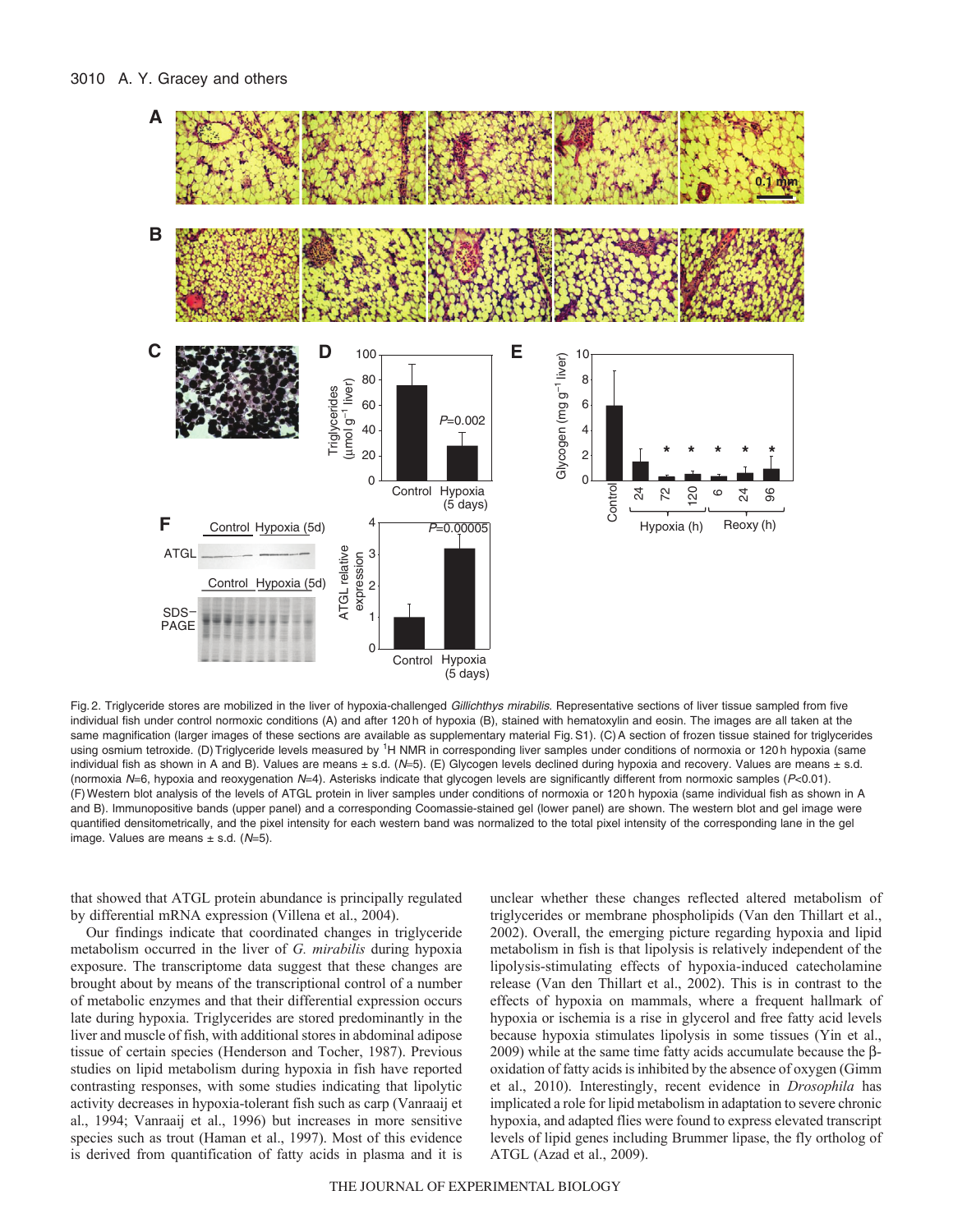Fig. 2. Triglyceride stores are mobilized in the liver of hypoxia-challenged *Gillichthys mirabilis*. Representative sections of liver tissue sampled from five individual fish under control normoxic conditions (A) and after 120 h of hypoxia (B), stained with hematoxylin and eosin. The images are all taken at the same magnification (larger images of these sections are available as supplementary material Fig. S1). (C) A section of frozen tissue stained for triglycerides using osmium tetroxide. (D) Triglyceride levels measured by $^{1}$H NMR in corresponding liver samples under conditions of normoxia or 120 h hypoxia (same individual fish as shown in A and B). Values are means ± s.d. ($N$=5). (E) Glycogen levels declined during hypoxia and recovery. Values are means ± s.d. (normoxia $N$=6, hypoxia and reoxygenation $N$=4). Asterisks indicate that glycogen levels are significantly different from normoxic samples ($P$<0.01). (F) Western blot analysis of the levels of ATGL protein in liver samples under conditions of normoxia or 120 h hypoxia (same individual fish as shown in A and B). Immunopositive bands (upper panel) and a corresponding Coomassie-stained gel (lower panel) are shown. The western blot and gel image were quantified densitometrically, and the pixel intensity for each western band was normalized to the total pixel intensity of the corresponding lane in the gel image. Values are means ± s.d. ($N$=5).

that showed that ATGL protein abundance is principally regulated by differential mRNA expression (Villena et al., 2004).

Our findings indicate that coordinated changes in triglyceride metabolism occurred in the liver of *G. mirabilis* during hypoxia exposure. The transcriptome data suggest that these changes are brought about by means of the transcriptional control of a number of metabolic enzymes and that their differential expression occurs late during hypoxia. Triglycerides are stored predominantly in the liver and muscle of fish, with additional stores in abdominal adipose tissue of certain species (Henderson and Tocher, 1987). Previous studies on lipid metabolism during hypoxia in fish have reported contrasting responses, with some studies indicating that lipolytic activity decreases in hypoxia-tolerant fish such as carp (Vanraaij et al., 1994; Vanraaij et al., 1996) but increases in more sensitive species such as trout (Haman et al., 1997). Most of this evidence is derived from quantification of fatty acids in plasma and it is unclear whether these changes reflected altered metabolism of triglycerides or membrane phospholipids (Van den Thillart et al., 2002). Overall, the emerging picture regarding hypoxia and lipid metabolism in fish is that lipolysis is relatively independent of the lipolysis-stimulating effects of hypoxia-induced catecholamine release (Van den Thillart et al., 2002). This is in contrast to the effects of hypoxia on mammals, where a frequent hallmark of hypoxia or ischemia is a rise in glycerol and free fatty acid levels because hypoxia stimulates lipolysis in some tissues (Yin et al., 2009) while at the same time fatty acids accumulate because the β-oxidation of fatty acids is inhibited by the absence of oxygen (Gimm et al., 2010). Interestingly, recent evidence in *Drosophila* has implicated a role for lipid metabolism in adaptation to severe chronic hypoxia, and adapted flies were found to express elevated transcript levels of lipid genes including Brummer lipase, the fly ortholog of ATGL (Azad et al., 2009).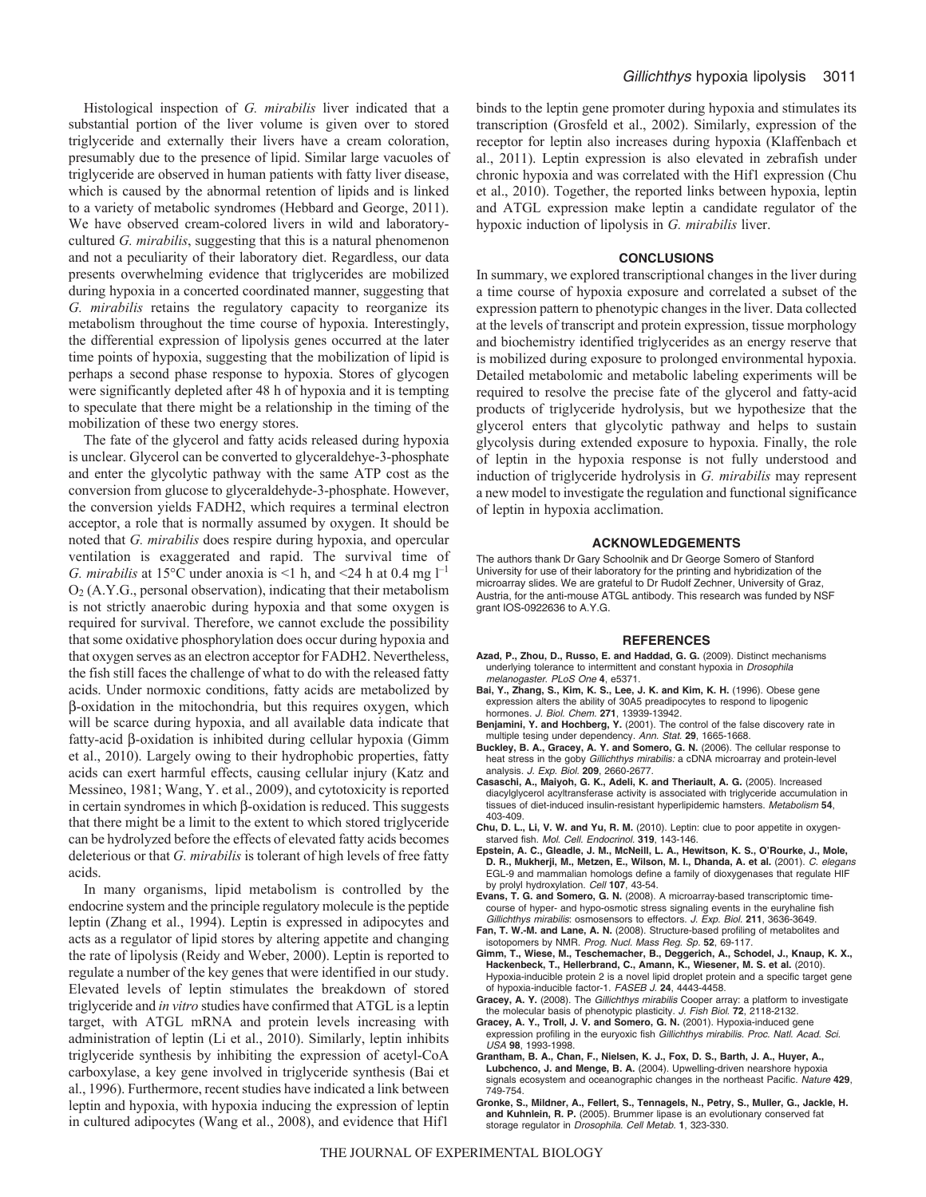Histological inspection of *G. mirabilis* liver indicated that a substantial portion of the liver volume is given over to stored triglyceride and externally their livers have a cream coloration, presumably due to the presence of lipid. Similar large vacuoles of triglyceride are observed in human patients with fatty liver disease, which is caused by the abnormal retention of lipids and is linked to a variety of metabolic syndromes (Hebbard and George, 2011). We have observed cream-colored livers in wild and laboratory-cultured *G. mirabilis*, suggesting that this is a natural phenomenon and not a peculiarity of their laboratory diet. Regardless, our data presents overwhelming evidence that triglycerides are mobilized during hypoxia in a concerted coordinated manner, suggesting that *G. mirabilis* retains the regulatory capacity to reorganize its metabolism throughout the time course of hypoxia. Interestingly, the differential expression of lipolysis genes occurred at the later time points of hypoxia, suggesting that the mobilization of lipid is perhaps a second phase response to hypoxia. Stores of glycogen were significantly depleted after 48 h of hypoxia and it is tempting to speculate that there might be a relationship in the timing of the mobilization of these two energy stores.

The fate of the glycerol and fatty acids released during hypoxia is unclear. Glycerol can be converted to glyceraldehye-3-phosphate and enter the glycolytic pathway with the same ATP cost as the conversion from glucose to glyceraldehyde-3-phosphate. However, the conversion yields FADH2, which requires a terminal electron acceptor, a role that is normally assumed by oxygen. It should be noted that *G. mirabilis* does respire during hypoxia, and opercular ventilation is exaggerated and rapid. The survival time of *G. mirabilis* at 15°C under anoxia is <1 h, and <24 h at 0.4 mg $l^{-1}$ $O_2$ (A.Y.G., personal observation), indicating that their metabolism is not strictly anaerobic during hypoxia and that some oxygen is required for survival. Therefore, we cannot exclude the possibility that some oxidative phosphorylation does occur during hypoxia and that oxygen serves as an electron acceptor for FADH2. Nevertheless, the fish still faces the challenge of what to do with the released fatty acids. Under normoxic conditions, fatty acids are metabolized by β-oxidation in the mitochondria, but this requires oxygen, which will be scarce during hypoxia, and all available data indicate that fatty-acid β-oxidation is inhibited during cellular hypoxia (Gimm et al., 2010). Largely owing to their hydrophobic properties, fatty acids can exert harmful effects, causing cellular injury (Katz and Messineo, 1981; Wang, Y. et al., 2009), and cytotoxicity is reported in certain syndromes in which β-oxidation is reduced. This suggests that there might be a limit to the extent to which stored triglyceride can be hydrolyzed before the effects of elevated fatty acids becomes deleterious or that *G. mirabilis* is tolerant of high levels of free fatty acids.

In many organisms, lipid metabolism is controlled by the endocrine system and the principle regulatory molecule is the peptide leptin (Zhang et al., 1994). Leptin is expressed in adipocytes and acts as a regulator of lipid stores by altering appetite and changing the rate of lipolysis (Reidy and Weber, 2000). Leptin is reported to regulate a number of the key genes that were identified in our study. Elevated levels of leptin stimulates the breakdown of stored triglyceride and *in vitro* studies have confirmed that ATGL is a leptin target, with ATGL mRNA and protein levels increasing with administration of leptin (Li et al., 2010). Similarly, leptin inhibits triglyceride synthesis by inhibiting the expression of acetyl-CoA carboxylase, a key gene involved in triglyceride synthesis (Bai et al., 1996). Furthermore, recent studies have indicated a link between leptin and hypoxia, with hypoxia inducing the expression of leptin in cultured adipocytes (Wang et al., 2008), and evidence that Hif1 binds to the leptin gene promoter during hypoxia and stimulates its transcription (Grosfeld et al., 2002). Similarly, expression of the receptor for leptin also increases during hypoxia (Klaffenbach et al., 2011). Leptin expression is also elevated in zebrafish under chronic hypoxia and was correlated with the Hif1 expression (Chu et al., 2010). Together, the reported links between hypoxia, leptin and ATGL expression make leptin a candidate regulator of the hypoxic induction of lipolysis in *G. mirabilis* liver.

## CONCLUSIONS

In summary, we explored transcriptional changes in the liver during a time course of hypoxia exposure and correlated a subset of the expression pattern to phenotypic changes in the liver. Data collected at the levels of transcript and protein expression, tissue morphology and biochemistry identified triglycerides as an energy reserve that is mobilized during exposure to prolonged environmental hypoxia. Detailed metabolomic and metabolic labeling experiments will be required to resolve the precise fate of the glycerol and fatty-acid products of triglyceride hydrolysis, but we hypothesize that the glycerol enters that glycolytic pathway and helps to sustain glycolysis during extended exposure to hypoxia. Finally, the role of leptin in the hypoxia response is not fully understood and induction of triglyceride hydrolysis in *G. mirabilis* may represent a new model to investigate the regulation and functional significance of leptin in hypoxia acclimation.

## ACKNOWLEDGEMENTS

The authors thank Dr Gary Schoolnik and Dr George Somero of Stanford University for use of their laboratory for the printing and hybridization of the microarray slides. We are grateful to Dr Rudolf Zechner, University of Graz, Austria, for the anti-mouse ATGL antibody. This research was funded by NSF grant IOS-0922636 to A.Y.G.

## REFERENCES

**Azad, P., Zhou, D., Russo, E. and Haddad, G. G.** (2009). Distinct mechanisms underlying tolerance to intermittent and constant hypoxia in *Drosophila melanogaster*. *PLoS One* **4**, e5371.

**Bai, Y., Zhang, S., Kim, K. S., Lee, J. K. and Kim, K. H.** (1996). Obese gene expression alters the ability of 30A5 preadipocytes to respond to lipogenic hormones. *J. Biol. Chem.* **271**, 13939-13942.

**Benjamini, Y. and Hochberg, Y.** (2001). The control of the false discovery rate in multiple tesing under dependency. *Ann. Stat.* **29**, 1665-1668.

**Buckley, B. A., Gracey, A. Y. and Somero, G. N.** (2006). The cellular response to heat stress in the goby *Gillichthys mirabilis:* a cDNA microarray and protein-level analysis. *J. Exp. Biol.* **209**, 2660-2677.

**Casaschi, A., Maiyoh, G. K., Adeli, K. and Theriault, A. G.** (2005). Increased diacylglycerol acyltransferase activity is associated with triglyceride accumulation in tissues of diet-induced insulin-resistant hyperlipidemic hamsters. *Metabolism* **54**, 403-409.

**Chu, D. L., Li, V. W. and Yu, R. M.** (2010). Leptin: clue to poor appetite in oxygen-starved fish. *Mol. Cell. Endocrinol.* **319**, 143-146.

**Epstein, A. C., Gleadle, J. M., McNeill, L. A., Hewitson, K. S., O'Rourke, J., Mole, D. R., Mukherji, M., Metzen, E., Wilson, M. I., Dhanda, A. et al.** (2001). *C. elegans* EGL-9 and mammalian homologs define a family of dioxygenases that regulate HIF by prolyl hydroxylation. *Cell* **107**, 43-54.

**Evans, T. G. and Somero, G. N.** (2008). A microarray-based transcriptomic time-course of hyper- and hypo-osmotic stress signaling events in the euryhaline fish *Gillichthys mirabilis*: osmosensors to effectors. *J. Exp. Biol.* **211**, 3636-3649.

**Fan, T. W.-M. and Lane, A. N.** (2008). Structure-based profiling of metabolites and isotopomers by NMR. *Prog. Nucl. Mass Reg. Sp.* **52**, 69-117.

**Gimm, T., Wiese, M., Teschemacher, B., Deggerich, A., Schodel, J., Knaup, K. X., Hackenbeck, T., Hellerbrand, C., Amann, K., Wiesener, M. S. et al.** (2010). Hypoxia-inducible protein 2 is a novel lipid droplet protein and a specific target gene of hypoxia-inducible factor-1. *FASEB J.* **24**, 4443-4458.

**Gracey, A. Y.** (2008). The *Gillichthys mirabilis* Cooper array: a platform to investigate the molecular basis of phenotypic plasticity. *J. Fish Biol.* **72**, 2118-2132.

**Gracey, A. Y., Troll, J. V. and Somero, G. N.** (2001). Hypoxia-induced gene expression profiling in the euryoxic fish *Gillichthys mirabilis*. *Proc. Natl. Acad. Sci. USA* **98**, 1993-1998.

**Grantham, B. A., Chan, F., Nielsen, K. J., Fox, D. S., Barth, J. A., Huyer, A., Lubchenco, J. and Menge, B. A.** (2004). Upwelling-driven nearshore hypoxia signals ecosystem and oceanographic changes in the northeast Pacific. *Nature* **429**, 749-754.

**Gronke, S., Mildner, A., Fellert, S., Tennagels, N., Petry, S., Muller, G., Jackle, H. and Kuhnlein, R. P.** (2005). Brummer lipase is an evolutionary conserved fat storage regulator in *Drosophila*. *Cell Metab.* **1**, 323-330.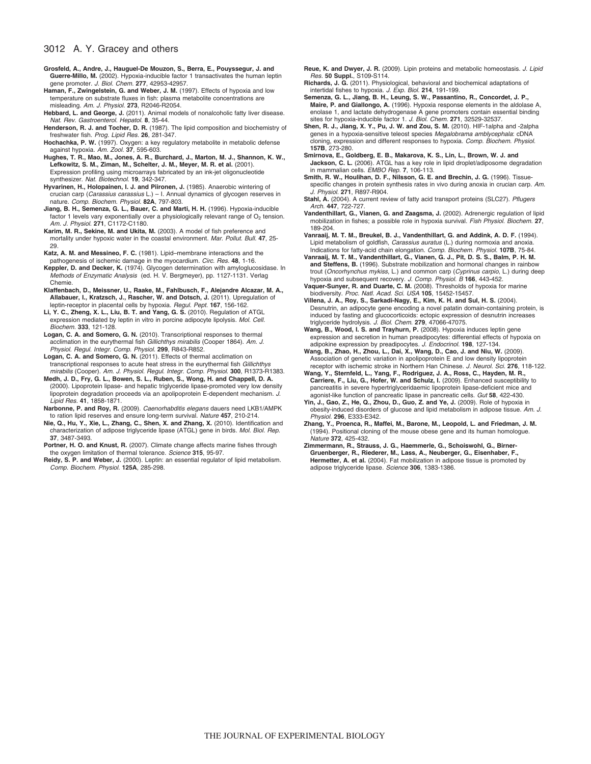**Grosfeld, A., Andre, J., Hauguel-De Mouzon, S., Berra, E., Pouyssegur, J. and Guerre-Millo, M.** (2002). Hypoxia-inducible factor 1 transactivates the human leptin gene promoter. *J. Biol. Chem.* **277**, 42953-42957.

**Haman, F., Zwingelstein, G. and Weber, J. M.** (1997). Effects of hypoxia and low temperature on substrate fluxes in fish: plasma metabolite concentrations are misleading. *Am. J. Physiol.* **273**, R2046-R2054.

**Hebbard, L. and George, J.** (2011). Animal models of nonalcoholic fatty liver disease. *Nat. Rev. Gastroenterol. Hepatol.* **8**, 35-44.

**Henderson, R. J. and Tocher, D. R.** (1987). The lipid composition and biochemistry of freshwater fish. *Prog. Lipid Res.* **26**, 281-347.

**Hochachka, P. W.** (1997). Oxygen: a key regulatory metabolite in metabolic defense against hypoxia. *Am. Zool.* **37**, 595-603.

**Hughes, T. R., Mao, M., Jones, A. R., Burchard, J., Marton, M. J., Shannon, K. W., Lefkowitz, S. M., Ziman, M., Schelter, J. M., Meyer, M. R. et al.** (2001). Expression profiling using microarrays fabricated by an ink-jet oligonucleotide synthesizer. *Nat. Biotechnol.* **19**, 342-347.

**Hyvarinen, H., Holopainen, I. J. and Piironen, J.** (1985). Anaerobic wintering of crucian carp (*Carassius carassius* L.) – I. Annual dynamics of glycogen reserves in nature. *Comp. Biochem. Physiol.* **82A**, 797-803.

**Jiang, B. H., Semenza, G. L., Bauer, C. and Marti, H. H.** (1996). Hypoxia-inducible factor 1 levels vary exponentially over a physiologically relevant range of $O_2$ tension. *Am. J. Physiol.* **271**, C1172-C1180.

**Karim, M. R., Sekine, M. and Ukita, M.** (2003). A model of fish preference and mortality under hypoxic water in the coastal environment. *Mar. Pollut. Bull.* **47**, 25-29.

**Katz, A. M. and Messineo, F. C.** (1981). Lipid–membrane interactions and the pathogenesis of ischemic damage in the myocardium. *Circ. Res.* **48**, 1-16.

**Keppler, D. and Decker, K.** (1974). Glycogen determination with amyloglucosidase. In *Methods of Enzymatic Analysis* (ed. H. V. Bergmeyer), pp. 1127-1131. Verlag Chemie.

**Klaffenbach, D., Meissner, U., Raake, M., Fahlbusch, F., Alejandre Alcazar, M. A., Allabauer, I., Kratzsch, J., Rascher, W. and Dotsch, J.** (2011). Upregulation of leptin-receptor in placental cells by hypoxia. *Regul. Pept.* **167**, 156-162.

**Li, Y. C., Zheng, X. L., Liu, B. T. and Yang, G. S.** (2010). Regulation of ATGL expression mediated by leptin in vitro in porcine adipocyte lipolysis. *Mol. Cell. Biochem.* **333**, 121-128.

**Logan, C. A. and Somero, G. N.** (2010). Transcriptional responses to thermal acclimation in the eurythermal fish *Gillichthys mirabilis* (Cooper 1864). *Am. J. Physiol. Regul. Integr. Comp. Physiol.* **299**, R843-R852.

**Logan, C. A. and Somero, G. N.** (2011). Effects of thermal acclimation on transcriptional responses to acute heat stress in the eurythermal fish *Gillichthys mirabilis* (Cooper). *Am. J. Physiol. Regul. Integr. Comp. Physiol.* **300**, R1373-R1383.

**Medh, J. D., Fry, G. L., Bowen, S. L., Ruben, S., Wong, H. and Chappell, D. A.** (2000). Lipoprotein lipase- and hepatic triglyceride lipase-promoted very low density lipoprotein degradation proceeds via an apolipoprotein E-dependent mechanism. *J. Lipid Res.* **41**, 1858-1871.

**Narbonne, P. and Roy, R.** (2009). *Caenorhabditis elegans* dauers need LKB1/AMPK to ration lipid reserves and ensure long-term survival. *Nature* **457**, 210-214.

**Nie, Q., Hu, Y., Xie, L., Zhang, C., Shen, X. and Zhang, X.** (2010). Identification and characterization of adipose triglyceride lipase (ATGL) gene in birds. *Mol. Biol. Rep.* **37**, 3487-3493.

**Portner, H. O. and Knust, R.** (2007). Climate change affects marine fishes through the oxygen limitation of thermal tolerance. *Science* **315**, 95-97.

**Reidy, S. P. and Weber, J.** (2000). Leptin: an essential regulator of lipid metabolism. *Comp. Biochem. Physiol.* **125A**, 285-298.

**Reue, K. and Dwyer, J. R.** (2009). Lipin proteins and metabolic homeostasis. *J. Lipid Res.* **50 Suppl.**, S109-S114.

**Richards, J. G.** (2011). Physiological, behavioral and biochemical adaptations of intertidal fishes to hypoxia. *J. Exp. Biol.* **214**, 191-199.

**Semenza, G. L., Jiang, B. H., Leung, S. W., Passantino, R., Concordet, J. P., Maire, P. and Giallongo, A.** (1996). Hypoxia response elements in the aldolase A, enolase 1, and lactate dehydrogenase A gene promoters contain essential binding sites for hypoxia-inducible factor 1. *J. Biol. Chem.* **271**, 32529-32537.

**Shen, R. J., Jiang, X. Y., Pu, J. W. and Zou, S. M.** (2010). HIF-1alpha and -2alpha genes in a hypoxia-sensitive teleost species *Megalobrama amblycephala*: cDNA cloning, expression and different responses to hypoxia. *Comp. Biochem. Physiol.* **157B**, 273-280.

**Smirnova, E., Goldberg, E. B., Makarova, K. S., Lin, L., Brown, W. J. and Jackson, C. L.** (2006). ATGL has a key role in lipid droplet/adiposome degradation in mammalian cells. *EMBO Rep.* **7**, 106-113.

**Smith, R. W., Houlihan, D. F., Nilsson, G. E. and Brechin, J. G.** (1996). Tissue-specific changes in protein synthesis rates in vivo during anoxia in crucian carp. *Am. J. Physiol.* **271**, R897-R904.

**Stahl, A.** (2004). A current review of fatty acid transport proteins (SLC27). *Pflugers Arch.* **447**, 722-727.

**Vandenthillart, G., Vianen, G. and Zaagsma, J.** (2002). Adrenergic regulation of lipid mobilization in fishes; a possible role in hypoxia survival. *Fish Physiol. Biochem.* **27**, 189-204.

**Vanraaij, M. T. M., Breukel, B. J., Vandenthillart, G. and Addink, A. D. F.** (1994). Lipid metabolism of goldfish, *Carassius auratus* (L.) during normoxia and anoxia. Indications for fatty-acid chain elongation. *Comp. Biochem. Physiol.* **107B**, 75-84.

**Vanraaij, M. T. M., Vandenthillart, G., Vianen, G. J., Pit, D. S. S., Balm, P. H. M. and Steffens, B.** (1996). Substrate mobilization and hormonal changes in rainbow trout (*Oncorhynchus mykiss*, L.) and common carp (*Cyprinus carpio*, L.) during deep hypoxia and subsequent recovery. *J. Comp. Physiol. B* **166**, 443-452.

**Vaquer-Sunyer, R. and Duarte, C. M.** (2008). Thresholds of hypoxia for marine biodiversity. *Proc. Natl. Acad. Sci. USA* **105**, 15452-15457.

**Villena, J. A., Roy, S., Sarkadi-Nagy, E., Kim, K. H. and Sul, H. S.** (2004). Desnutrin, an adipocyte gene encoding a novel patatin domain-containing protein, is induced by fasting and glucocorticoids: ectopic expression of desnutrin increases triglyceride hydrolysis. *J. Biol. Chem.* **279**, 47066-47075.

**Wang, B., Wood, I. S. and Trayhurn, P.** (2008). Hypoxia induces leptin gene expression and secretion in human preadipocytes: differential effects of hypoxia on adipokine expression by preadipocytes. *J. Endocrinol.* **198**, 127-134.

**Wang, B., Zhao, H., Zhou, L., Dai, X., Wang, D., Cao, J. and Niu, W.** (2009). Association of genetic variation in apolipoprotein E and low density lipoprotein receptor with ischemic stroke in Northern Han Chinese. *J. Neurol. Sci.* **276**, 118-122.

**Wang, Y., Sternfeld, L., Yang, F., Rodriguez, J. A., Ross, C., Hayden, M. R., Carriere, F., Liu, G., Hofer, W. and Schulz, I.** (2009). Enhanced susceptibility to pancreatitis in severe hypertriglyceridaemic lipoprotein lipase-deficient mice and agonist-like function of pancreatic lipase in pancreatic cells. *Gut* **58**, 422-430.

**Yin, J., Gao, Z., He, Q., Zhou, D., Guo, Z. and Ye, J.** (2009). Role of hypoxia in obesity-induced disorders of glucose and lipid metabolism in adipose tissue. *Am. J. Physiol.* **296**, E333-E342.

**Zhang, Y., Proenca, R., Maffei, M., Barone, M., Leopold, L. and Friedman, J. M.** (1994). Positional cloning of the mouse obese gene and its human homologue. *Nature* **372**, 425-432.

**Zimmermann, R., Strauss, J. G., Haemmerle, G., Schoiswohl, G., Birner-Gruenberger, R., Riederer, M., Lass, A., Neuberger, G., Eisenhaber, F., Hermetter, A. et al.** (2004). Fat mobilization in adipose tissue is promoted by adipose triglyceride lipase. *Science* **306**, 1383-1386.